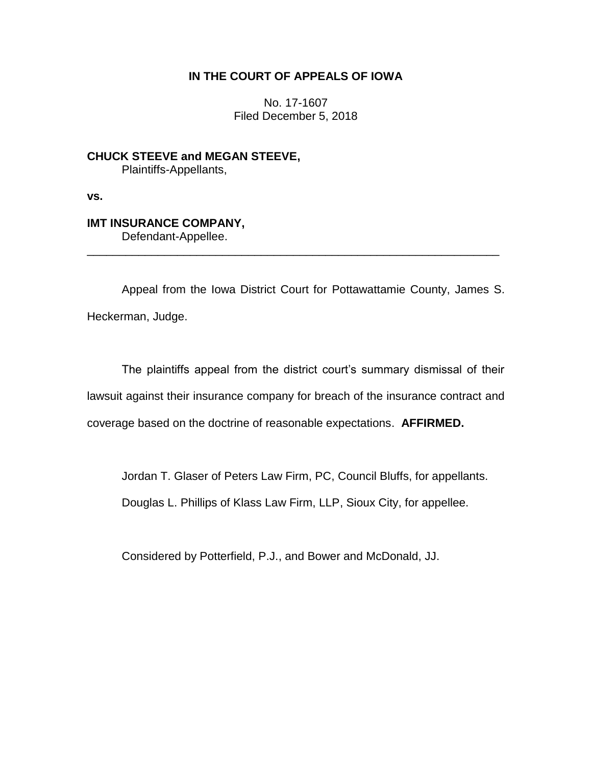**IN THE COURT OF APPEALS OF IOWA**

No. 17-1607
Filed December 5, 2018

**CHUCK STEEVE and MEGAN STEEVE,**
Plaintiffs-Appellants,

**vs.**

**IMT INSURANCE COMPANY,**
Defendant-Appellee.

---

Appeal from the Iowa District Court for Pottawattamie County, James S. Heckerman, Judge.

The plaintiffs appeal from the district court's summary dismissal of their lawsuit against their insurance company for breach of the insurance contract and coverage based on the doctrine of reasonable expectations. **AFFIRMED.**

Jordan T. Glaser of Peters Law Firm, PC, Council Bluffs, for appellants.

Douglas L. Phillips of Klass Law Firm, LLP, Sioux City, for appellee.

Considered by Potterfield, P.J., and Bower and McDonald, JJ.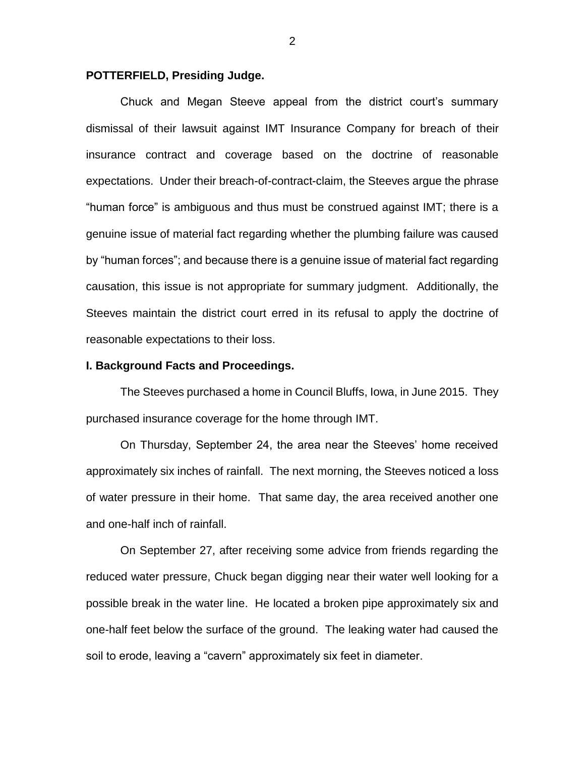**POTTERFIELD, Presiding Judge.**

Chuck and Megan Steeve appeal from the district court's summary dismissal of their lawsuit against IMT Insurance Company for breach of their insurance contract and coverage based on the doctrine of reasonable expectations. Under their breach-of-contract-claim, the Steeves argue the phrase "human force" is ambiguous and thus must be construed against IMT; there is a genuine issue of material fact regarding whether the plumbing failure was caused by "human forces"; and because there is a genuine issue of material fact regarding causation, this issue is not appropriate for summary judgment. Additionally, the Steeves maintain the district court erred in its refusal to apply the doctrine of reasonable expectations to their loss.

**I. Background Facts and Proceedings.**

The Steeves purchased a home in Council Bluffs, Iowa, in June 2015. They purchased insurance coverage for the home through IMT.

On Thursday, September 24, the area near the Steeves' home received approximately six inches of rainfall. The next morning, the Steeves noticed a loss of water pressure in their home. That same day, the area received another one and one-half inch of rainfall.

On September 27, after receiving some advice from friends regarding the reduced water pressure, Chuck began digging near their water well looking for a possible break in the water line. He located a broken pipe approximately six and one-half feet below the surface of the ground. The leaking water had caused the soil to erode, leaving a "cavern" approximately six feet in diameter.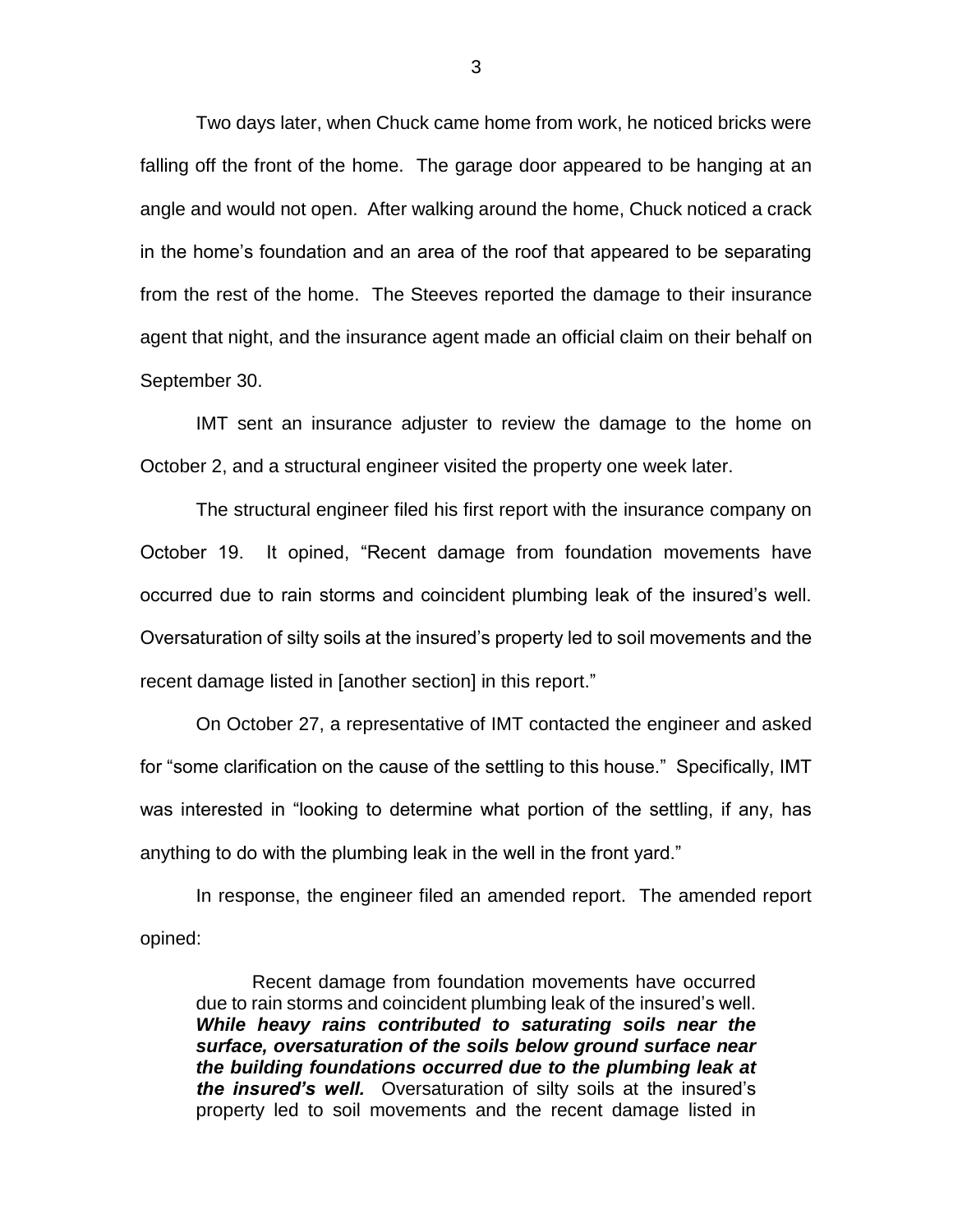Two days later, when Chuck came home from work, he noticed bricks were falling off the front of the home. The garage door appeared to be hanging at an angle and would not open. After walking around the home, Chuck noticed a crack in the home's foundation and an area of the roof that appeared to be separating from the rest of the home. The Steeves reported the damage to their insurance agent that night, and the insurance agent made an official claim on their behalf on September 30.

IMT sent an insurance adjuster to review the damage to the home on October 2, and a structural engineer visited the property one week later.

The structural engineer filed his first report with the insurance company on October 19. It opined, "Recent damage from foundation movements have occurred due to rain storms and coincident plumbing leak of the insured's well. Oversaturation of silty soils at the insured's property led to soil movements and the recent damage listed in [another section] in this report."

On October 27, a representative of IMT contacted the engineer and asked for "some clarification on the cause of the settling to this house." Specifically, IMT was interested in "looking to determine what portion of the settling, if any, has anything to do with the plumbing leak in the well in the front yard."

In response, the engineer filed an amended report. The amended report opined:

> Recent damage from foundation movements have occurred due to rain storms and coincident plumbing leak of the insured's well. ***While heavy rains contributed to saturating soils near the surface, oversaturation of the soils below ground surface near the building foundations occurred due to the plumbing leak at the insured's well.*** Oversaturation of silty soils at the insured's property led to soil movements and the recent damage listed in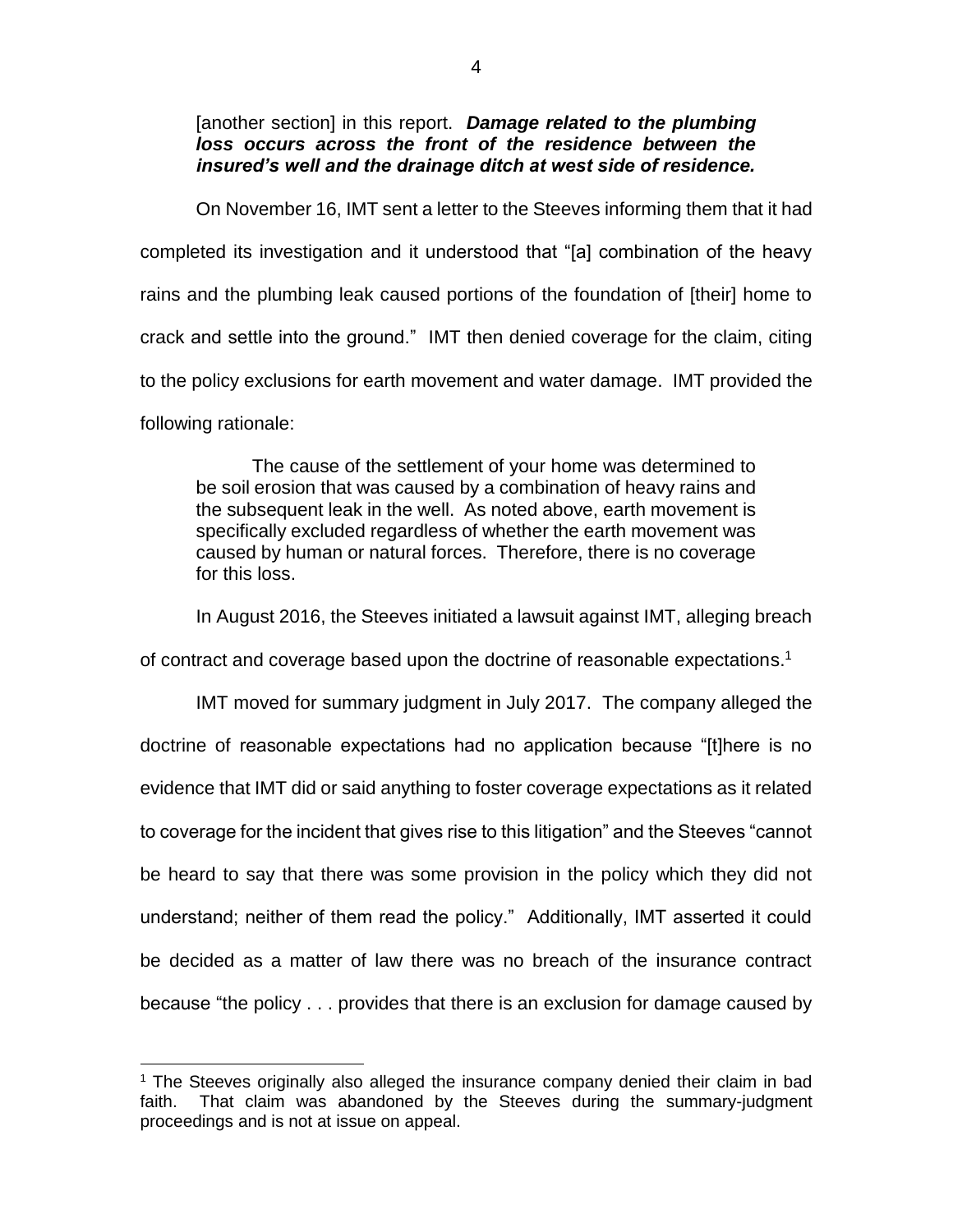[another section] in this report. ***Damage related to the plumbing loss occurs across the front of the residence between the insured's well and the drainage ditch at west side of residence.***

On November 16, IMT sent a letter to the Steeves informing them that it had completed its investigation and it understood that "[a] combination of the heavy rains and the plumbing leak caused portions of the foundation of [their] home to crack and settle into the ground." IMT then denied coverage for the claim, citing to the policy exclusions for earth movement and water damage. IMT provided the following rationale:

> The cause of the settlement of your home was determined to be soil erosion that was caused by a combination of heavy rains and the subsequent leak in the well. As noted above, earth movement is specifically excluded regardless of whether the earth movement was caused by human or natural forces. Therefore, there is no coverage for this loss.

In August 2016, the Steeves initiated a lawsuit against IMT, alleging breach of contract and coverage based upon the doctrine of reasonable expectations.[1]

IMT moved for summary judgment in July 2017. The company alleged the doctrine of reasonable expectations had no application because "[t]here is no evidence that IMT did or said anything to foster coverage expectations as it related to coverage for the incident that gives rise to this litigation" and the Steeves "cannot be heard to say that there was some provision in the policy which they did not understand; neither of them read the policy." Additionally, IMT asserted it could be decided as a matter of law there was no breach of the insurance contract because "the policy . . . provides that there is an exclusion for damage caused by

[1] The Steeves originally also alleged the insurance company denied their claim in bad faith. That claim was abandoned by the Steeves during the summary-judgment proceedings and is not at issue on appeal.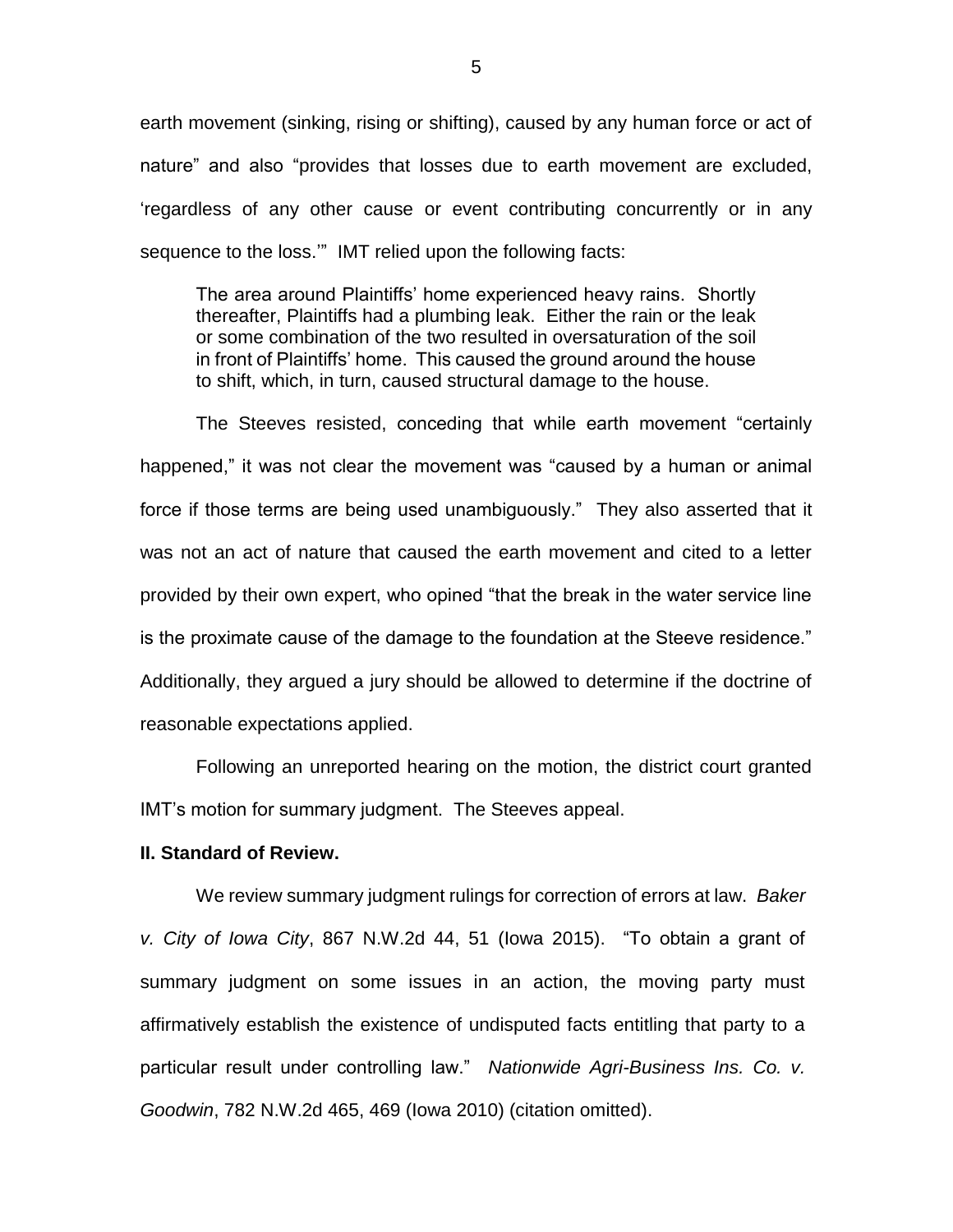earth movement (sinking, rising or shifting), caused by any human force or act of nature" and also "provides that losses due to earth movement are excluded, 'regardless of any other cause or event contributing concurrently or in any sequence to the loss.'" IMT relied upon the following facts:

> The area around Plaintiffs' home experienced heavy rains. Shortly thereafter, Plaintiffs had a plumbing leak. Either the rain or the leak or some combination of the two resulted in oversaturation of the soil in front of Plaintiffs' home. This caused the ground around the house to shift, which, in turn, caused structural damage to the house.

The Steeves resisted, conceding that while earth movement "certainly happened," it was not clear the movement was "caused by a human or animal force if those terms are being used unambiguously." They also asserted that it was not an act of nature that caused the earth movement and cited to a letter provided by their own expert, who opined "that the break in the water service line is the proximate cause of the damage to the foundation at the Steeve residence." Additionally, they argued a jury should be allowed to determine if the doctrine of reasonable expectations applied.

Following an unreported hearing on the motion, the district court granted IMT's motion for summary judgment. The Steeves appeal.

**II. Standard of Review.**

We review summary judgment rulings for correction of errors at law. *Baker v. City of Iowa City*, 867 N.W.2d 44, 51 (Iowa 2015). "To obtain a grant of summary judgment on some issues in an action, the moving party must affirmatively establish the existence of undisputed facts entitling that party to a particular result under controlling law." *Nationwide Agri-Business Ins. Co. v. Goodwin*, 782 N.W.2d 465, 469 (Iowa 2010) (citation omitted).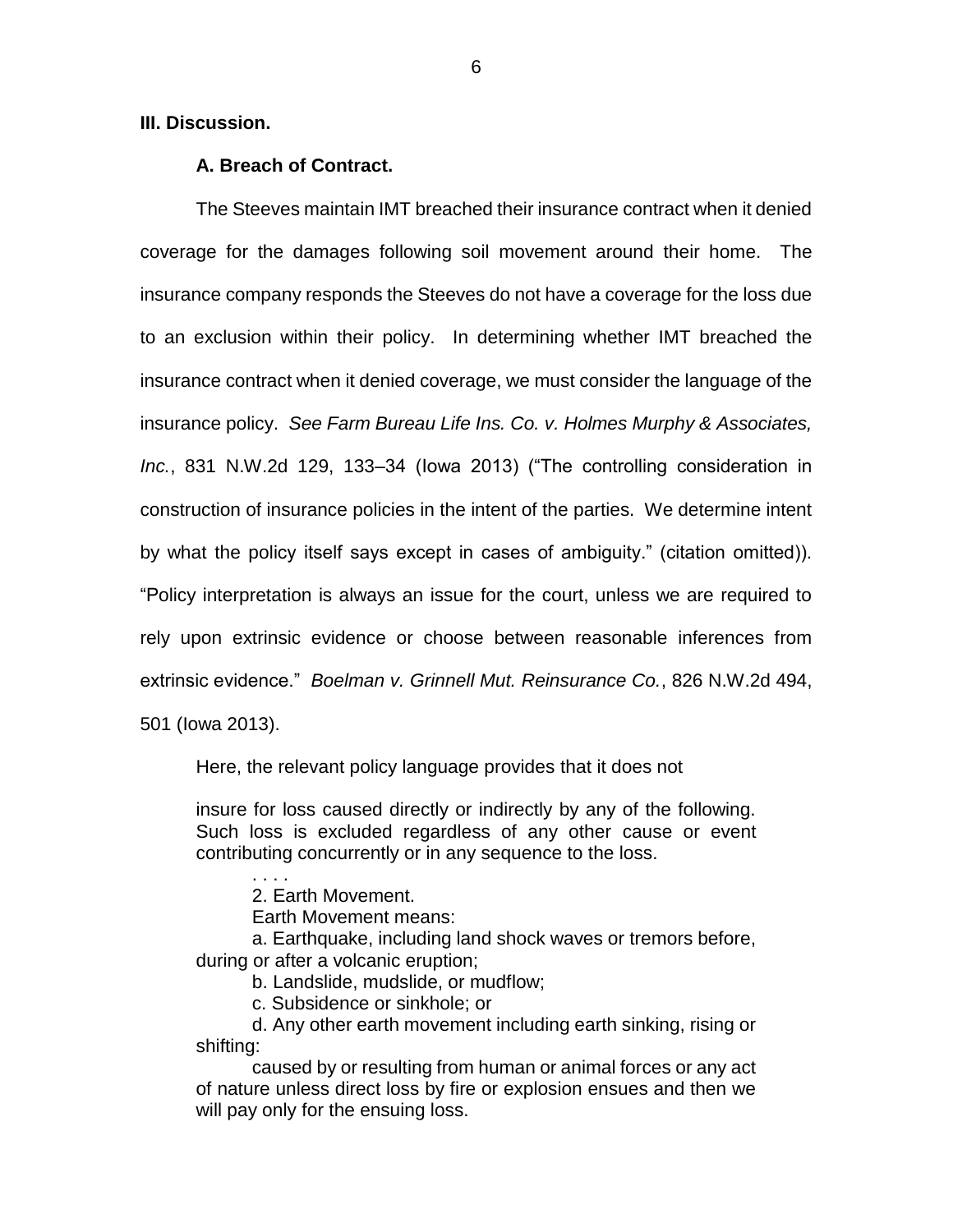**III. Discussion.**

**A. Breach of Contract.**

The Steeves maintain IMT breached their insurance contract when it denied coverage for the damages following soil movement around their home. The insurance company responds the Steeves do not have a coverage for the loss due to an exclusion within their policy. In determining whether IMT breached the insurance contract when it denied coverage, we must consider the language of the insurance policy. *See Farm Bureau Life Ins. Co. v. Holmes Murphy & Associates, Inc.*, 831 N.W.2d 129, 133–34 (Iowa 2013) ("The controlling consideration in construction of insurance policies in the intent of the parties. We determine intent by what the policy itself says except in cases of ambiguity." (citation omitted)). "Policy interpretation is always an issue for the court, unless we are required to rely upon extrinsic evidence or choose between reasonable inferences from extrinsic evidence." *Boelman v. Grinnell Mut. Reinsurance Co.*, 826 N.W.2d 494, 501 (Iowa 2013).

Here, the relevant policy language provides that it does not

> insure for loss caused directly or indirectly by any of the following. Such loss is excluded regardless of any other cause or event contributing concurrently or in any sequence to the loss.
>
> . . . .
>
> 2. Earth Movement.
>
> Earth Movement means:
>
> a. Earthquake, including land shock waves or tremors before, during or after a volcanic eruption;
>
> b. Landslide, mudslide, or mudflow;
>
> c. Subsidence or sinkhole; or
>
> d. Any other earth movement including earth sinking, rising or shifting:
>
> caused by or resulting from human or animal forces or any act of nature unless direct loss by fire or explosion ensues and then we will pay only for the ensuing loss.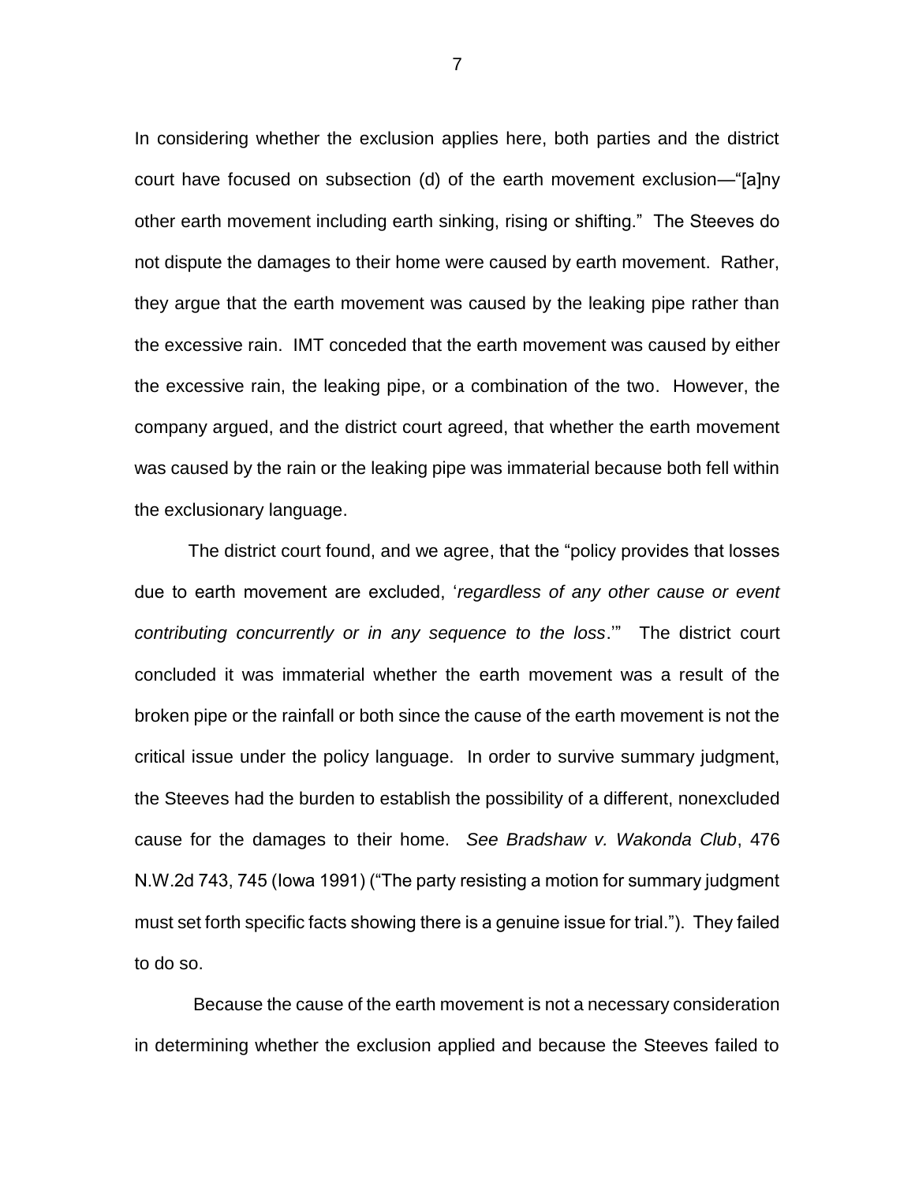In considering whether the exclusion applies here, both parties and the district court have focused on subsection (d) of the earth movement exclusion—"[a]ny other earth movement including earth sinking, rising or shifting." The Steeves do not dispute the damages to their home were caused by earth movement. Rather, they argue that the earth movement was caused by the leaking pipe rather than the excessive rain. IMT conceded that the earth movement was caused by either the excessive rain, the leaking pipe, or a combination of the two. However, the company argued, and the district court agreed, that whether the earth movement was caused by the rain or the leaking pipe was immaterial because both fell within the exclusionary language.

The district court found, and we agree, that the "policy provides that losses due to earth movement are excluded, '*regardless of any other cause or event contributing concurrently or in any sequence to the loss*.'" The district court concluded it was immaterial whether the earth movement was a result of the broken pipe or the rainfall or both since the cause of the earth movement is not the critical issue under the policy language. In order to survive summary judgment, the Steeves had the burden to establish the possibility of a different, nonexcluded cause for the damages to their home. *See Bradshaw v. Wakonda Club*, 476 N.W.2d 743, 745 (Iowa 1991) ("The party resisting a motion for summary judgment must set forth specific facts showing there is a genuine issue for trial."). They failed to do so.

Because the cause of the earth movement is not a necessary consideration in determining whether the exclusion applied and because the Steeves failed to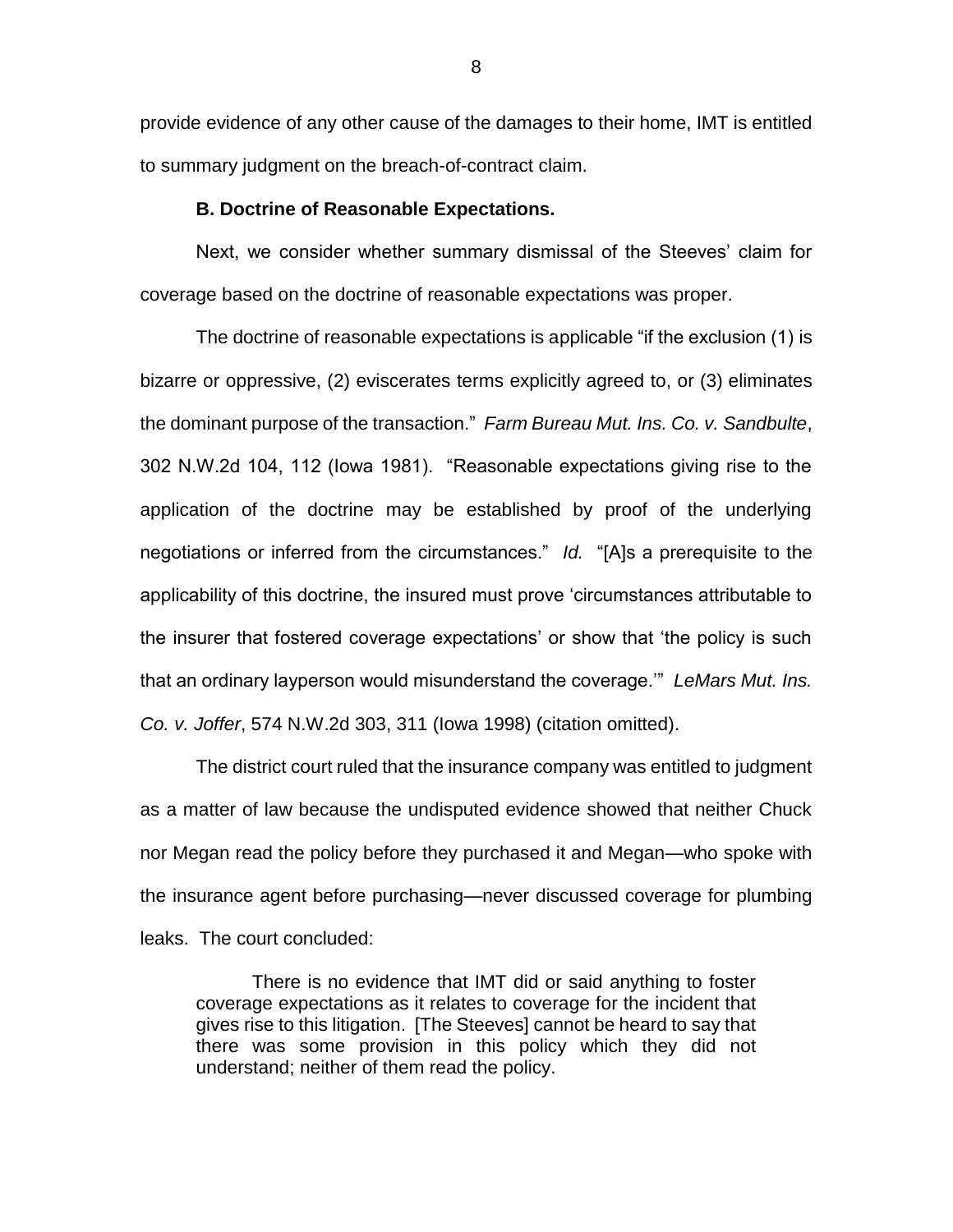provide evidence of any other cause of the damages to their home, IMT is entitled to summary judgment on the breach-of-contract claim.

**B. Doctrine of Reasonable Expectations.**

Next, we consider whether summary dismissal of the Steeves' claim for coverage based on the doctrine of reasonable expectations was proper.

The doctrine of reasonable expectations is applicable "if the exclusion (1) is bizarre or oppressive, (2) eviscerates terms explicitly agreed to, or (3) eliminates the dominant purpose of the transaction." *Farm Bureau Mut. Ins. Co. v. Sandbulte*, 302 N.W.2d 104, 112 (Iowa 1981). "Reasonable expectations giving rise to the application of the doctrine may be established by proof of the underlying negotiations or inferred from the circumstances." *Id.* "[A]s a prerequisite to the applicability of this doctrine, the insured must prove 'circumstances attributable to the insurer that fostered coverage expectations' or show that 'the policy is such that an ordinary layperson would misunderstand the coverage.'" *LeMars Mut. Ins. Co. v. Joffer*, 574 N.W.2d 303, 311 (Iowa 1998) (citation omitted).

The district court ruled that the insurance company was entitled to judgment as a matter of law because the undisputed evidence showed that neither Chuck nor Megan read the policy before they purchased it and Megan—who spoke with the insurance agent before purchasing—never discussed coverage for plumbing leaks. The court concluded:

> There is no evidence that IMT did or said anything to foster coverage expectations as it relates to coverage for the incident that gives rise to this litigation. [The Steeves] cannot be heard to say that there was some provision in this policy which they did not understand; neither of them read the policy.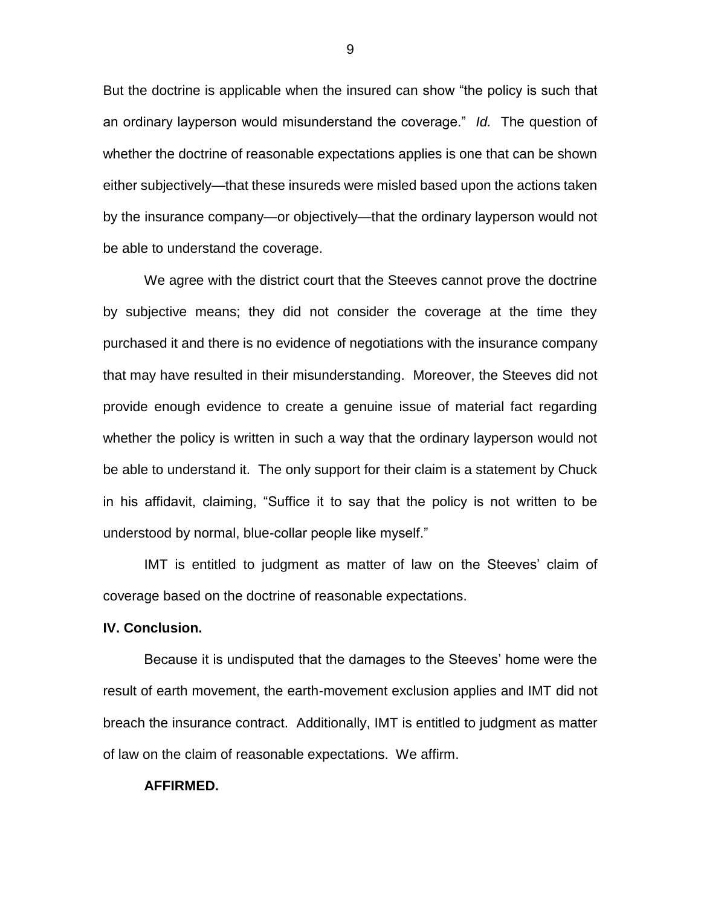But the doctrine is applicable when the insured can show "the policy is such that an ordinary layperson would misunderstand the coverage." *Id.* The question of whether the doctrine of reasonable expectations applies is one that can be shown either subjectively—that these insureds were misled based upon the actions taken by the insurance company—or objectively—that the ordinary layperson would not be able to understand the coverage.

We agree with the district court that the Steeves cannot prove the doctrine by subjective means; they did not consider the coverage at the time they purchased it and there is no evidence of negotiations with the insurance company that may have resulted in their misunderstanding. Moreover, the Steeves did not provide enough evidence to create a genuine issue of material fact regarding whether the policy is written in such a way that the ordinary layperson would not be able to understand it. The only support for their claim is a statement by Chuck in his affidavit, claiming, "Suffice it to say that the policy is not written to be understood by normal, blue-collar people like myself."

IMT is entitled to judgment as matter of law on the Steeves' claim of coverage based on the doctrine of reasonable expectations.

**IV. Conclusion.**

Because it is undisputed that the damages to the Steeves' home were the result of earth movement, the earth-movement exclusion applies and IMT did not breach the insurance contract. Additionally, IMT is entitled to judgment as matter of law on the claim of reasonable expectations. We affirm.

**AFFIRMED.**